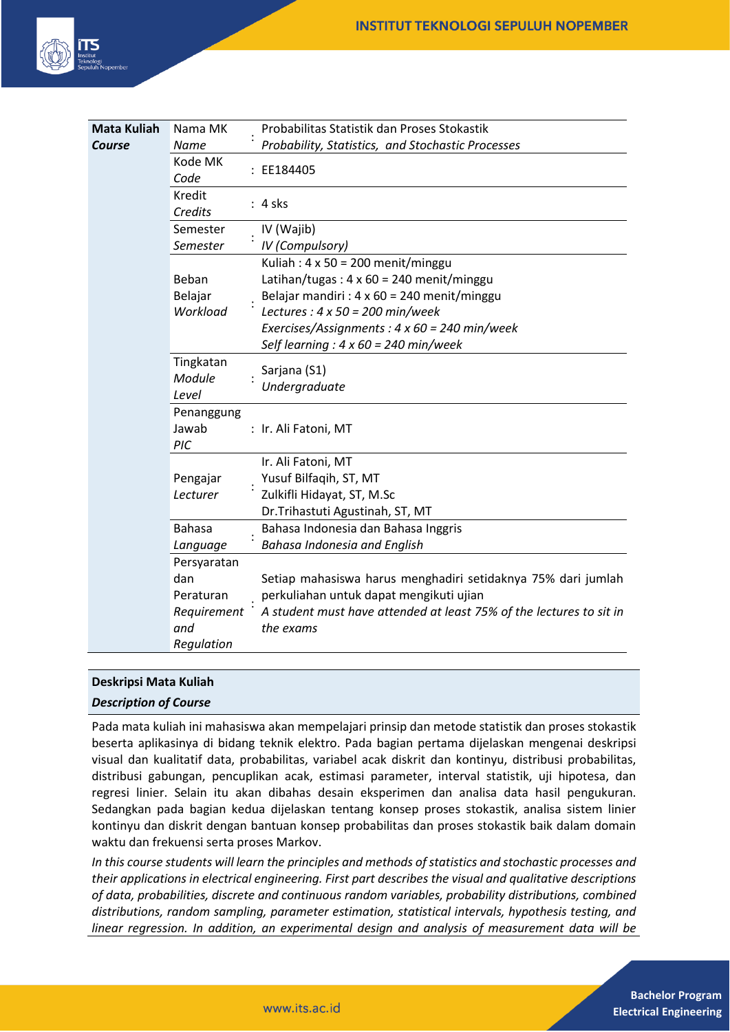| Mata Kuliah *Course* | | | |
|---|---|---|---|
| | Nama MK *Name* | : | Probabilitas Statistik dan Proses Stokastik *Probability, Statistics, and Stochastic Processes* |
| | Kode MK *Code* | : | EE184405 |
| | Kredit *Credits* | : | 4 sks |
| | Semester *Semester* | : | IV (Wajib) *IV (Compulsory)* |
| | Beban Belajar *Workload* | : | Kuliah : 4 x 50 = 200 menit/minggu<br>Latihan/tugas : 4 x 60 = 240 menit/minggu<br>Belajar mandiri : 4 x 60 = 240 menit/minggu<br>*Lectures : 4 x 50 = 200 min/week*<br>*Exercises/Assignments : 4 x 60 = 240 min/week*<br>*Self learning : 4 x 60 = 240 min/week* |
| | Tingkatan *Module Level* | : | Sarjana (S1) *Undergraduate* |
| | Penanggung Jawab *PIC* | : | Ir. Ali Fatoni, MT |
| | Pengajar *Lecturer* | : | Ir. Ali Fatoni, MT<br>Yusuf Bilfaqih, ST, MT<br>Zulkifli Hidayat, ST, M.Sc<br>Dr.Trihastuti Agustinah, ST, MT |
| | Bahasa *Language* | : | Bahasa Indonesia dan Bahasa Inggris *Bahasa Indonesia and English* |
| | Persyaratan dan Peraturan *Requirement and Regulation* | : | Setiap mahasiswa harus menghadiri setidaknya 75% dari jumlah perkuliahan untuk dapat mengikuti ujian *A student must have attended at least 75% of the lectures to sit in the exams* |

**Deskripsi Mata Kuliah**
***Description of Course***

Pada mata kuliah ini mahasiswa akan mempelajari prinsip dan metode statistik dan proses stokastik beserta aplikasinya di bidang teknik elektro. Pada bagian pertama dijelaskan mengenai deskripsi visual dan kualitatif data, probabilitas, variabel acak diskrit dan kontinyu, distribusi probabilitas, distribusi gabungan, pencuplikan acak, estimasi parameter, interval statistik, uji hipotesa, dan regresi linier. Selain itu akan dibahas desain eksperimen dan analisa data hasil pengukuran. Sedangkan pada bagian kedua dijelaskan tentang konsep proses stokastik, analisa sistem linier kontinyu dan diskrit dengan bantuan konsep probabilitas dan proses stokastik baik dalam domain waktu dan frekuensi serta proses Markov.

*In this course students will learn the principles and methods of statistics and stochastic processes and their applications in electrical engineering. First part describes the visual and qualitative descriptions of data, probabilities, discrete and continuous random variables, probability distributions, combined distributions, random sampling, parameter estimation, statistical intervals, hypothesis testing, and linear regression. In addition, an experimental design and analysis of measurement data will be*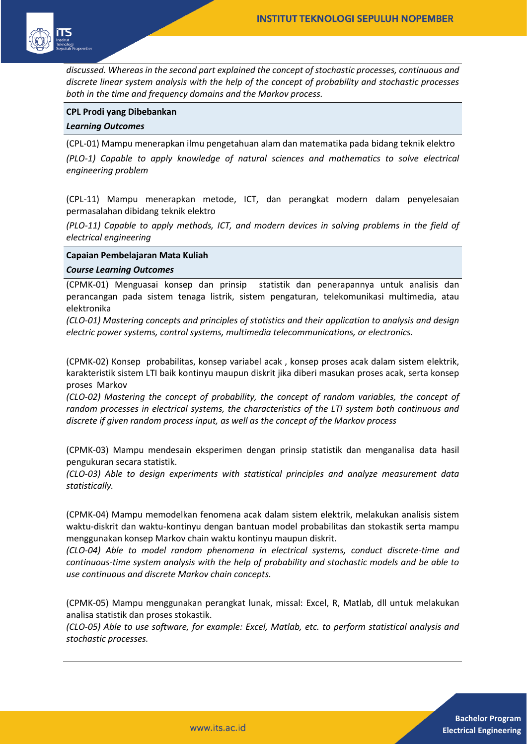*discussed. Whereas in the second part explained the concept of stochastic processes, continuous and discrete linear system analysis with the help of the concept of probability and stochastic processes both in the time and frequency domains and the Markov process.*

**CPL Prodi yang Dibebankan**
***Learning Outcomes***

(CPL-01) Mampu menerapkan ilmu pengetahuan alam dan matematika pada bidang teknik elektro

*(PLO-1) Capable to apply knowledge of natural sciences and mathematics to solve electrical engineering problem*

(CPL-11) Mampu menerapkan metode, ICT, dan perangkat modern dalam penyelesaian permasalahan dibidang teknik elektro

*(PLO-11) Capable to apply methods, ICT, and modern devices in solving problems in the field of electrical engineering*

**Capaian Pembelajaran Mata Kuliah**
***Course Learning Outcomes***

(CPMK-01) Menguasai konsep dan prinsip statistik dan penerapannya untuk analisis dan perancangan pada sistem tenaga listrik, sistem pengaturan, telekomunikasi multimedia, atau elektronika

*(CLO-01) Mastering concepts and principles of statistics and their application to analysis and design electric power systems, control systems, multimedia telecommunications, or electronics.*

(CPMK-02) Konsep probabilitas, konsep variabel acak , konsep proses acak dalam sistem elektrik, karakteristik sistem LTI baik kontinyu maupun diskrit jika diberi masukan proses acak, serta konsep proses Markov

*(CLO-02) Mastering the concept of probability, the concept of random variables, the concept of random processes in electrical systems, the characteristics of the LTI system both continuous and discrete if given random process input, as well as the concept of the Markov process*

(CPMK-03) Mampu mendesain eksperimen dengan prinsip statistik dan menganalisa data hasil pengukuran secara statistik.

*(CLO-03) Able to design experiments with statistical principles and analyze measurement data statistically.*

(CPMK-04) Mampu memodelkan fenomena acak dalam sistem elektrik, melakukan analisis sistem waktu-diskrit dan waktu-kontinyu dengan bantuan model probabilitas dan stokastik serta mampu menggunakan konsep Markov chain waktu kontinyu maupun diskrit.

*(CLO-04) Able to model random phenomena in electrical systems, conduct discrete-time and continuous-time system analysis with the help of probability and stochastic models and be able to use continuous and discrete Markov chain concepts.*

(CPMK-05) Mampu menggunakan perangkat lunak, missal: Excel, R, Matlab, dll untuk melakukan analisa statistik dan proses stokastik.

*(CLO-05) Able to use software, for example: Excel, Matlab, etc. to perform statistical analysis and stochastic processes.*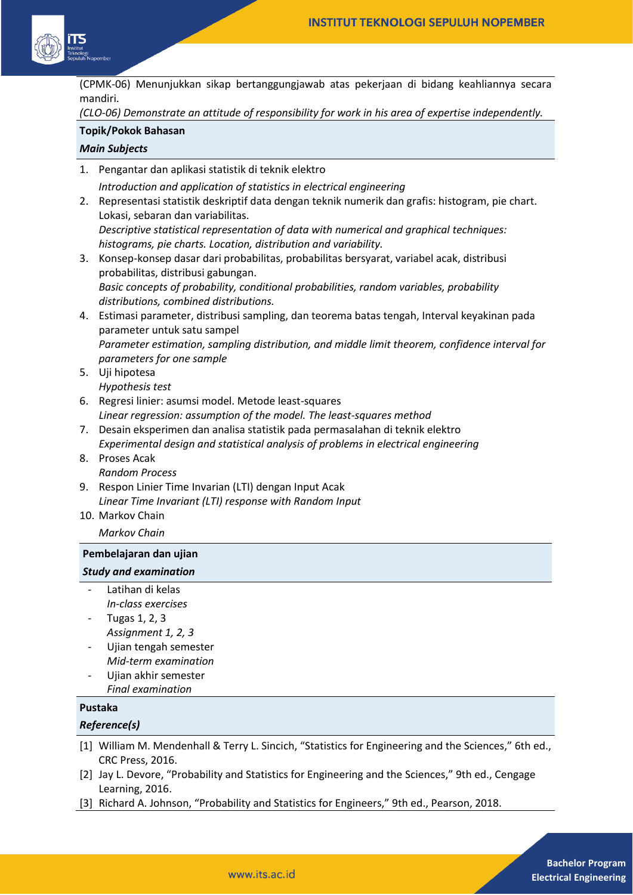(CPMK-06) Menunjukkan sikap bertanggungjawab atas pekerjaan di bidang keahliannya secara mandiri.

*(CLO-06) Demonstrate an attitude of responsibility for work in his area of expertise independently.*

**Topik/Pokok Bahasan**

***Main Subjects***

1. Pengantar dan aplikasi statistik di teknik elektro
   *Introduction and application of statistics in electrical engineering*
2. Representasi statistik deskriptif data dengan teknik numerik dan grafis: histogram, pie chart. Lokasi, sebaran dan variabilitas.
   *Descriptive statistical representation of data with numerical and graphical techniques: histograms, pie charts. Location, distribution and variability.*
3. Konsep-konsep dasar dari probabilitas, probabilitas bersyarat, variabel acak, distribusi probabilitas, distribusi gabungan.
   *Basic concepts of probability, conditional probabilities, random variables, probability distributions, combined distributions.*
4. Estimasi parameter, distribusi sampling, dan teorema batas tengah, Interval keyakinan pada parameter untuk satu sampel
   *Parameter estimation, sampling distribution, and middle limit theorem, confidence interval for parameters for one sample*
5. Uji hipotesa
   *Hypothesis test*
6. Regresi linier: asumsi model. Metode least-squares
   *Linear regression: assumption of the model. The least-squares method*
7. Desain eksperimen dan analisa statistik pada permasalahan di teknik elektro
   *Experimental design and statistical analysis of problems in electrical engineering*
8. Proses Acak
   *Random Process*
9. Respon Linier Time Invarian (LTI) dengan Input Acak
   *Linear Time Invariant (LTI) response with Random Input*
10. Markov Chain
    *Markov Chain*

**Pembelajaran dan ujian**

***Study and examination***

- Latihan di kelas
  *In-class exercises*
- Tugas 1, 2, 3
  *Assignment 1, 2, 3*
- Ujian tengah semester
  *Mid-term examination*
- Ujian akhir semester
  *Final examination*

**Pustaka**

***Reference(s)***

[1] William M. Mendenhall & Terry L. Sincich, "Statistics for Engineering and the Sciences," 6th ed., CRC Press, 2016.

[2] Jay L. Devore, "Probability and Statistics for Engineering and the Sciences," 9th ed., Cengage Learning, 2016.

[3] Richard A. Johnson, "Probability and Statistics for Engineers," 9th ed., Pearson, 2018.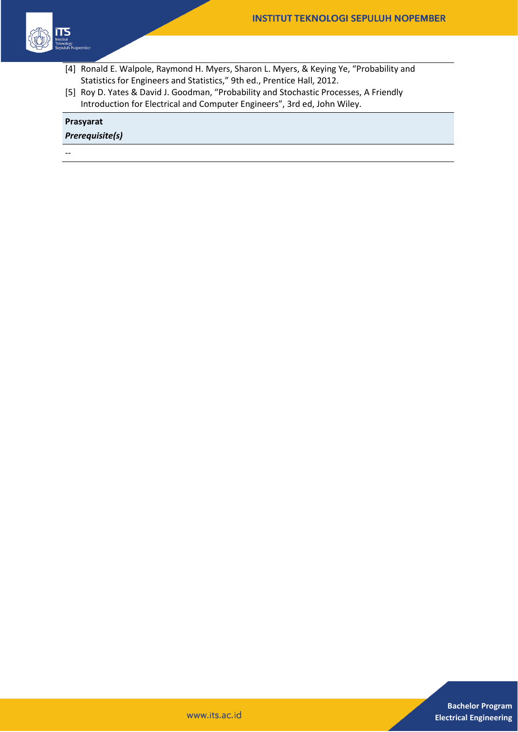[4] Ronald E. Walpole, Raymond H. Myers, Sharon L. Myers, & Keying Ye, "Probability and Statistics for Engineers and Statistics," 9th ed., Prentice Hall, 2012.

[5] Roy D. Yates & David J. Goodman, "Probability and Stochastic Processes, A Friendly Introduction for Electrical and Computer Engineers", 3rd ed, John Wiley.

**Prasyarat**

***Prerequisite(s)***

--